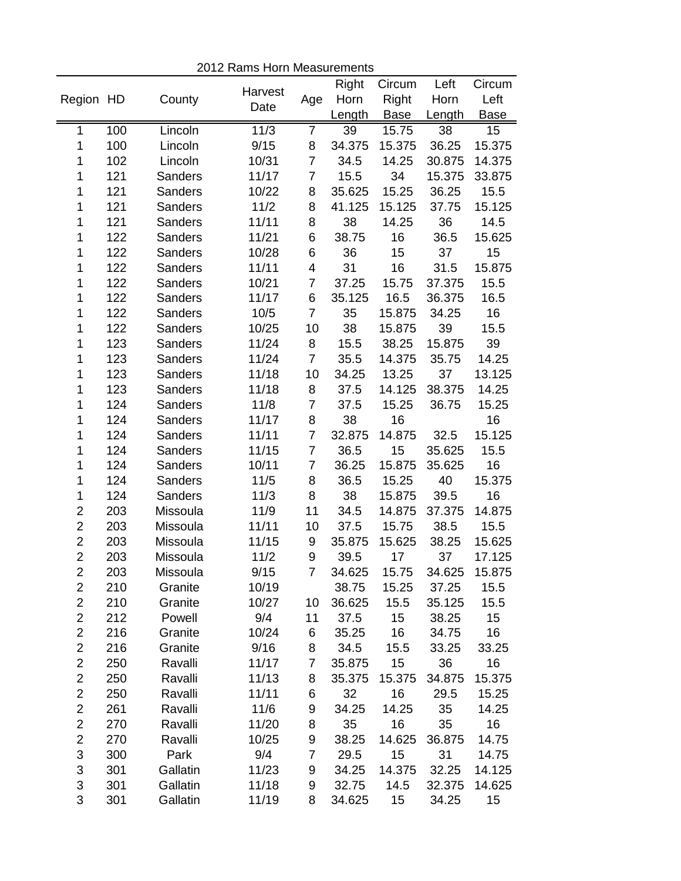2012 Rams Horn Measurements

| Region | HD | County | Harvest Date | Age | Right Horn Length | Circum Right Base | Left Horn Length | Circum Left Base |
|---|---|---|---|---|---|---|---|---|
| 1 | 100 | Lincoln | 11/3 | 7 | 39 | 15.75 | 38 | 15 |
| 1 | 100 | Lincoln | 9/15 | 8 | 34.375 | 15.375 | 36.25 | 15.375 |
| 1 | 102 | Lincoln | 10/31 | 7 | 34.5 | 14.25 | 30.875 | 14.375 |
| 1 | 121 | Sanders | 11/17 | 7 | 15.5 | 34 | 15.375 | 33.875 |
| 1 | 121 | Sanders | 10/22 | 8 | 35.625 | 15.25 | 36.25 | 15.5 |
| 1 | 121 | Sanders | 11/2 | 8 | 41.125 | 15.125 | 37.75 | 15.125 |
| 1 | 121 | Sanders | 11/11 | 8 | 38 | 14.25 | 36 | 14.5 |
| 1 | 122 | Sanders | 11/21 | 6 | 38.75 | 16 | 36.5 | 15.625 |
| 1 | 122 | Sanders | 10/28 | 6 | 36 | 15 | 37 | 15 |
| 1 | 122 | Sanders | 11/11 | 4 | 31 | 16 | 31.5 | 15.875 |
| 1 | 122 | Sanders | 10/21 | 7 | 37.25 | 15.75 | 37.375 | 15.5 |
| 1 | 122 | Sanders | 11/17 | 6 | 35.125 | 16.5 | 36.375 | 16.5 |
| 1 | 122 | Sanders | 10/5 | 7 | 35 | 15.875 | 34.25 | 16 |
| 1 | 122 | Sanders | 10/25 | 10 | 38 | 15.875 | 39 | 15.5 |
| 1 | 123 | Sanders | 11/24 | 8 | 15.5 | 38.25 | 15.875 | 39 |
| 1 | 123 | Sanders | 11/24 | 7 | 35.5 | 14.375 | 35.75 | 14.25 |
| 1 | 123 | Sanders | 11/18 | 10 | 34.25 | 13.25 | 37 | 13.125 |
| 1 | 123 | Sanders | 11/18 | 8 | 37.5 | 14.125 | 38.375 | 14.25 |
| 1 | 124 | Sanders | 11/8 | 7 | 37.5 | 15.25 | 36.75 | 15.25 |
| 1 | 124 | Sanders | 11/17 | 8 | 38 | 16 | | 16 |
| 1 | 124 | Sanders | 11/11 | 7 | 32.875 | 14.875 | 32.5 | 15.125 |
| 1 | 124 | Sanders | 11/15 | 7 | 36.5 | 15 | 35.625 | 15.5 |
| 1 | 124 | Sanders | 10/11 | 7 | 36.25 | 15.875 | 35.625 | 16 |
| 1 | 124 | Sanders | 11/5 | 8 | 36.5 | 15.25 | 40 | 15.375 |
| 1 | 124 | Sanders | 11/3 | 8 | 38 | 15.875 | 39.5 | 16 |
| 2 | 203 | Missoula | 11/9 | 11 | 34.5 | 14.875 | 37.375 | 14.875 |
| 2 | 203 | Missoula | 11/11 | 10 | 37.5 | 15.75 | 38.5 | 15.5 |
| 2 | 203 | Missoula | 11/15 | 9 | 35.875 | 15.625 | 38.25 | 15.625 |
| 2 | 203 | Missoula | 11/2 | 9 | 39.5 | 17 | 37 | 17.125 |
| 2 | 203 | Missoula | 9/15 | 7 | 34.625 | 15.75 | 34.625 | 15.875 |
| 2 | 210 | Granite | 10/19 | | 38.75 | 15.25 | 37.25 | 15.5 |
| 2 | 210 | Granite | 10/27 | 10 | 36.625 | 15.5 | 35.125 | 15.5 |
| 2 | 212 | Powell | 9/4 | 11 | 37.5 | 15 | 38.25 | 15 |
| 2 | 216 | Granite | 10/24 | 6 | 35.25 | 16 | 34.75 | 16 |
| 2 | 216 | Granite | 9/16 | 8 | 34.5 | 15.5 | 33.25 | 33.25 |
| 2 | 250 | Ravalli | 11/17 | 7 | 35.875 | 15 | 36 | 16 |
| 2 | 250 | Ravalli | 11/13 | 8 | 35.375 | 15.375 | 34.875 | 15.375 |
| 2 | 250 | Ravalli | 11/11 | 6 | 32 | 16 | 29.5 | 15.25 |
| 2 | 261 | Ravalli | 11/6 | 9 | 34.25 | 14.25 | 35 | 14.25 |
| 2 | 270 | Ravalli | 11/20 | 8 | 35 | 16 | 35 | 16 |
| 2 | 270 | Ravalli | 10/25 | 9 | 38.25 | 14.625 | 36.875 | 14.75 |
| 3 | 300 | Park | 9/4 | 7 | 29.5 | 15 | 31 | 14.75 |
| 3 | 301 | Gallatin | 11/23 | 9 | 34.25 | 14.375 | 32.25 | 14.125 |
| 3 | 301 | Gallatin | 11/18 | 9 | 32.75 | 14.5 | 32.375 | 14.625 |
| 3 | 301 | Gallatin | 11/19 | 8 | 34.625 | 15 | 34.25 | 15 |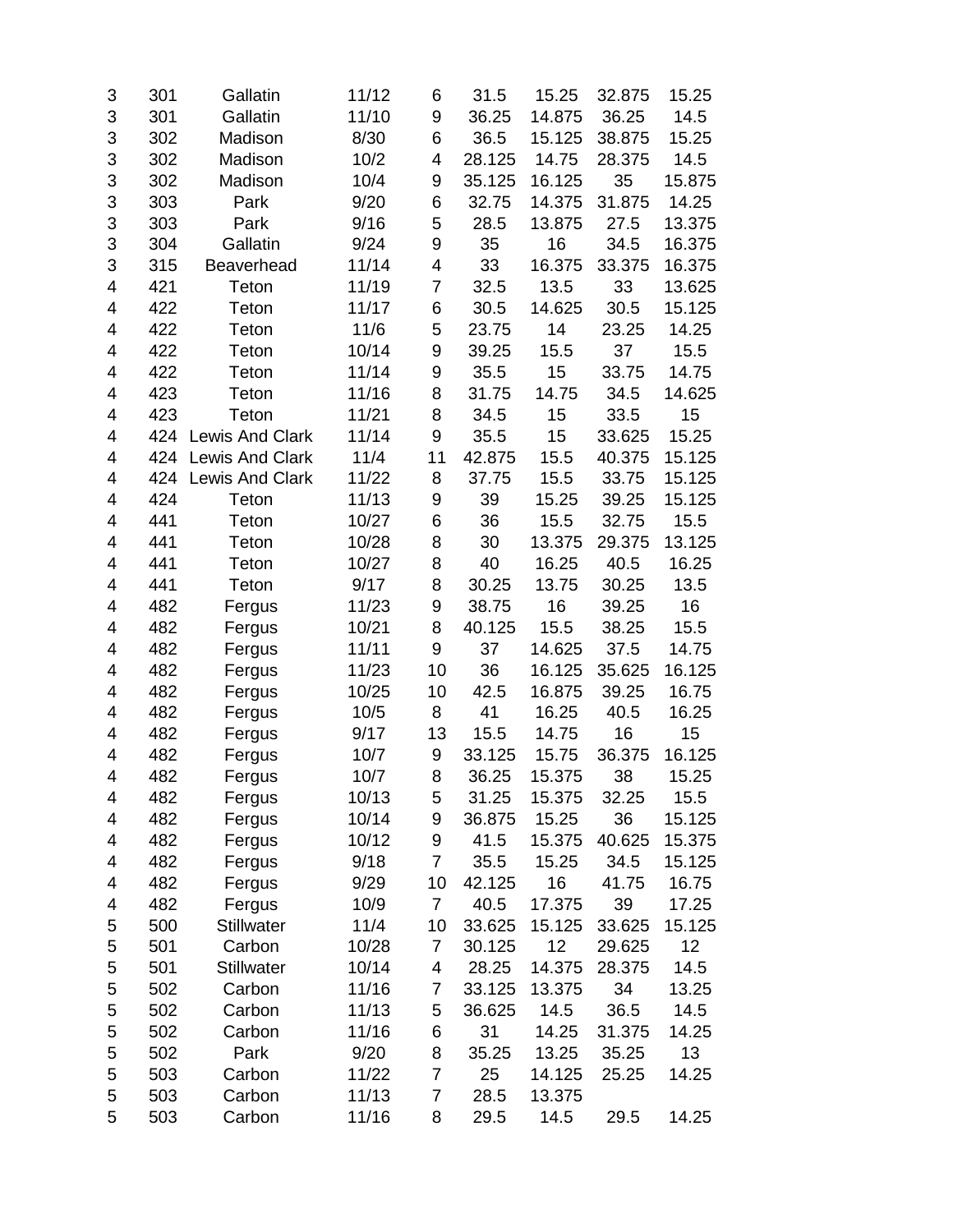|   |   |   |   |   |   |   |   |   |
|---|---|---|---|---|---|---|---|---|
| 3 | 301 | Gallatin | 11/12 | 6 | 31.5 | 15.25 | 32.875 | 15.25 |
| 3 | 301 | Gallatin | 11/10 | 9 | 36.25 | 14.875 | 36.25 | 14.5 |
| 3 | 302 | Madison | 8/30 | 6 | 36.5 | 15.125 | 38.875 | 15.25 |
| 3 | 302 | Madison | 10/2 | 4 | 28.125 | 14.75 | 28.375 | 14.5 |
| 3 | 302 | Madison | 10/4 | 9 | 35.125 | 16.125 | 35 | 15.875 |
| 3 | 303 | Park | 9/20 | 6 | 32.75 | 14.375 | 31.875 | 14.25 |
| 3 | 303 | Park | 9/16 | 5 | 28.5 | 13.875 | 27.5 | 13.375 |
| 3 | 304 | Gallatin | 9/24 | 9 | 35 | 16 | 34.5 | 16.375 |
| 3 | 315 | Beaverhead | 11/14 | 4 | 33 | 16.375 | 33.375 | 16.375 |
| 4 | 421 | Teton | 11/19 | 7 | 32.5 | 13.5 | 33 | 13.625 |
| 4 | 422 | Teton | 11/17 | 6 | 30.5 | 14.625 | 30.5 | 15.125 |
| 4 | 422 | Teton | 11/6 | 5 | 23.75 | 14 | 23.25 | 14.25 |
| 4 | 422 | Teton | 10/14 | 9 | 39.25 | 15.5 | 37 | 15.5 |
| 4 | 422 | Teton | 11/14 | 9 | 35.5 | 15 | 33.75 | 14.75 |
| 4 | 423 | Teton | 11/16 | 8 | 31.75 | 14.75 | 34.5 | 14.625 |
| 4 | 423 | Teton | 11/21 | 8 | 34.5 | 15 | 33.5 | 15 |
| 4 | 424 | Lewis And Clark | 11/14 | 9 | 35.5 | 15 | 33.625 | 15.25 |
| 4 | 424 | Lewis And Clark | 11/4 | 11 | 42.875 | 15.5 | 40.375 | 15.125 |
| 4 | 424 | Lewis And Clark | 11/22 | 8 | 37.75 | 15.5 | 33.75 | 15.125 |
| 4 | 424 | Teton | 11/13 | 9 | 39 | 15.25 | 39.25 | 15.125 |
| 4 | 441 | Teton | 10/27 | 6 | 36 | 15.5 | 32.75 | 15.5 |
| 4 | 441 | Teton | 10/28 | 8 | 30 | 13.375 | 29.375 | 13.125 |
| 4 | 441 | Teton | 10/27 | 8 | 40 | 16.25 | 40.5 | 16.25 |
| 4 | 441 | Teton | 9/17 | 8 | 30.25 | 13.75 | 30.25 | 13.5 |
| 4 | 482 | Fergus | 11/23 | 9 | 38.75 | 16 | 39.25 | 16 |
| 4 | 482 | Fergus | 10/21 | 8 | 40.125 | 15.5 | 38.25 | 15.5 |
| 4 | 482 | Fergus | 11/11 | 9 | 37 | 14.625 | 37.5 | 14.75 |
| 4 | 482 | Fergus | 11/23 | 10 | 36 | 16.125 | 35.625 | 16.125 |
| 4 | 482 | Fergus | 10/25 | 10 | 42.5 | 16.875 | 39.25 | 16.75 |
| 4 | 482 | Fergus | 10/5 | 8 | 41 | 16.25 | 40.5 | 16.25 |
| 4 | 482 | Fergus | 9/17 | 13 | 15.5 | 14.75 | 16 | 15 |
| 4 | 482 | Fergus | 10/7 | 9 | 33.125 | 15.75 | 36.375 | 16.125 |
| 4 | 482 | Fergus | 10/7 | 8 | 36.25 | 15.375 | 38 | 15.25 |
| 4 | 482 | Fergus | 10/13 | 5 | 31.25 | 15.375 | 32.25 | 15.5 |
| 4 | 482 | Fergus | 10/14 | 9 | 36.875 | 15.25 | 36 | 15.125 |
| 4 | 482 | Fergus | 10/12 | 9 | 41.5 | 15.375 | 40.625 | 15.375 |
| 4 | 482 | Fergus | 9/18 | 7 | 35.5 | 15.25 | 34.5 | 15.125 |
| 4 | 482 | Fergus | 9/29 | 10 | 42.125 | 16 | 41.75 | 16.75 |
| 4 | 482 | Fergus | 10/9 | 7 | 40.5 | 17.375 | 39 | 17.25 |
| 5 | 500 | Stillwater | 11/4 | 10 | 33.625 | 15.125 | 33.625 | 15.125 |
| 5 | 501 | Carbon | 10/28 | 7 | 30.125 | 12 | 29.625 | 12 |
| 5 | 501 | Stillwater | 10/14 | 4 | 28.25 | 14.375 | 28.375 | 14.5 |
| 5 | 502 | Carbon | 11/16 | 7 | 33.125 | 13.375 | 34 | 13.25 |
| 5 | 502 | Carbon | 11/13 | 5 | 36.625 | 14.5 | 36.5 | 14.5 |
| 5 | 502 | Carbon | 11/16 | 6 | 31 | 14.25 | 31.375 | 14.25 |
| 5 | 502 | Park | 9/20 | 8 | 35.25 | 13.25 | 35.25 | 13 |
| 5 | 503 | Carbon | 11/22 | 7 | 25 | 14.125 | 25.25 | 14.25 |
| 5 | 503 | Carbon | 11/13 | 7 | 28.5 | 13.375 | | |
| 5 | 503 | Carbon | 11/16 | 8 | 29.5 | 14.5 | 29.5 | 14.25 |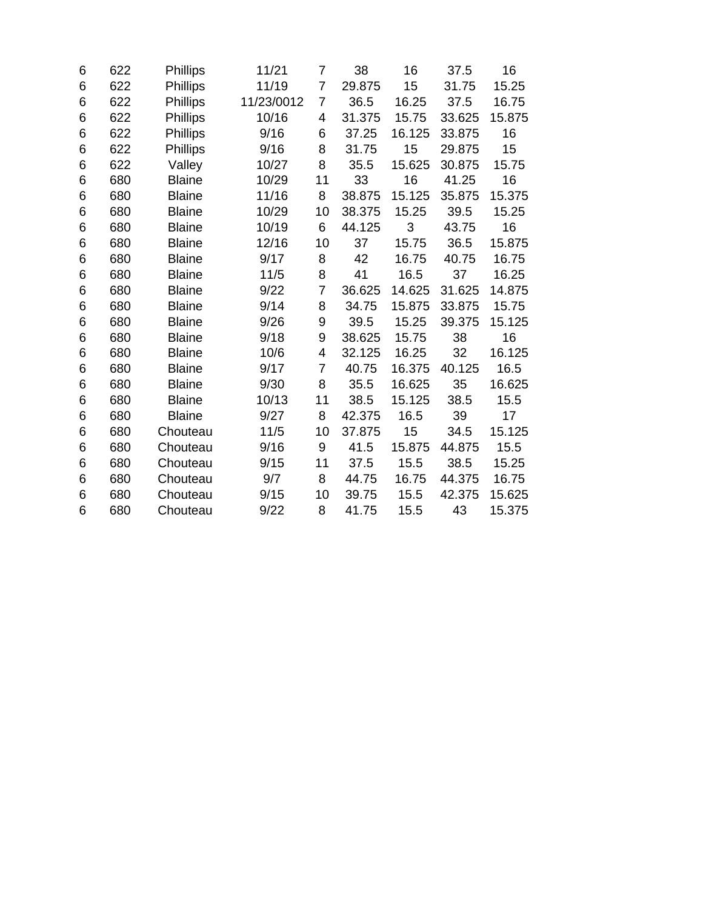| | | | | | | | | |
|---|---|---|---|---|---|---|---|---|
| 6 | 622 | Phillips | 11/21 | 7 | 38 | 16 | 37.5 | 16 |
| 6 | 622 | Phillips | 11/19 | 7 | 29.875 | 15 | 31.75 | 15.25 |
| 6 | 622 | Phillips | 11/23/0012 | 7 | 36.5 | 16.25 | 37.5 | 16.75 |
| 6 | 622 | Phillips | 10/16 | 4 | 31.375 | 15.75 | 33.625 | 15.875 |
| 6 | 622 | Phillips | 9/16 | 6 | 37.25 | 16.125 | 33.875 | 16 |
| 6 | 622 | Phillips | 9/16 | 8 | 31.75 | 15 | 29.875 | 15 |
| 6 | 622 | Valley | 10/27 | 8 | 35.5 | 15.625 | 30.875 | 15.75 |
| 6 | 680 | Blaine | 10/29 | 11 | 33 | 16 | 41.25 | 16 |
| 6 | 680 | Blaine | 11/16 | 8 | 38.875 | 15.125 | 35.875 | 15.375 |
| 6 | 680 | Blaine | 10/29 | 10 | 38.375 | 15.25 | 39.5 | 15.25 |
| 6 | 680 | Blaine | 10/19 | 6 | 44.125 | 3 | 43.75 | 16 |
| 6 | 680 | Blaine | 12/16 | 10 | 37 | 15.75 | 36.5 | 15.875 |
| 6 | 680 | Blaine | 9/17 | 8 | 42 | 16.75 | 40.75 | 16.75 |
| 6 | 680 | Blaine | 11/5 | 8 | 41 | 16.5 | 37 | 16.25 |
| 6 | 680 | Blaine | 9/22 | 7 | 36.625 | 14.625 | 31.625 | 14.875 |
| 6 | 680 | Blaine | 9/14 | 8 | 34.75 | 15.875 | 33.875 | 15.75 |
| 6 | 680 | Blaine | 9/26 | 9 | 39.5 | 15.25 | 39.375 | 15.125 |
| 6 | 680 | Blaine | 9/18 | 9 | 38.625 | 15.75 | 38 | 16 |
| 6 | 680 | Blaine | 10/6 | 4 | 32.125 | 16.25 | 32 | 16.125 |
| 6 | 680 | Blaine | 9/17 | 7 | 40.75 | 16.375 | 40.125 | 16.5 |
| 6 | 680 | Blaine | 9/30 | 8 | 35.5 | 16.625 | 35 | 16.625 |
| 6 | 680 | Blaine | 10/13 | 11 | 38.5 | 15.125 | 38.5 | 15.5 |
| 6 | 680 | Blaine | 9/27 | 8 | 42.375 | 16.5 | 39 | 17 |
| 6 | 680 | Chouteau | 11/5 | 10 | 37.875 | 15 | 34.5 | 15.125 |
| 6 | 680 | Chouteau | 9/16 | 9 | 41.5 | 15.875 | 44.875 | 15.5 |
| 6 | 680 | Chouteau | 9/15 | 11 | 37.5 | 15.5 | 38.5 | 15.25 |
| 6 | 680 | Chouteau | 9/7 | 8 | 44.75 | 16.75 | 44.375 | 16.75 |
| 6 | 680 | Chouteau | 9/15 | 10 | 39.75 | 15.5 | 42.375 | 15.625 |
| 6 | 680 | Chouteau | 9/22 | 8 | 41.75 | 15.5 | 43 | 15.375 |